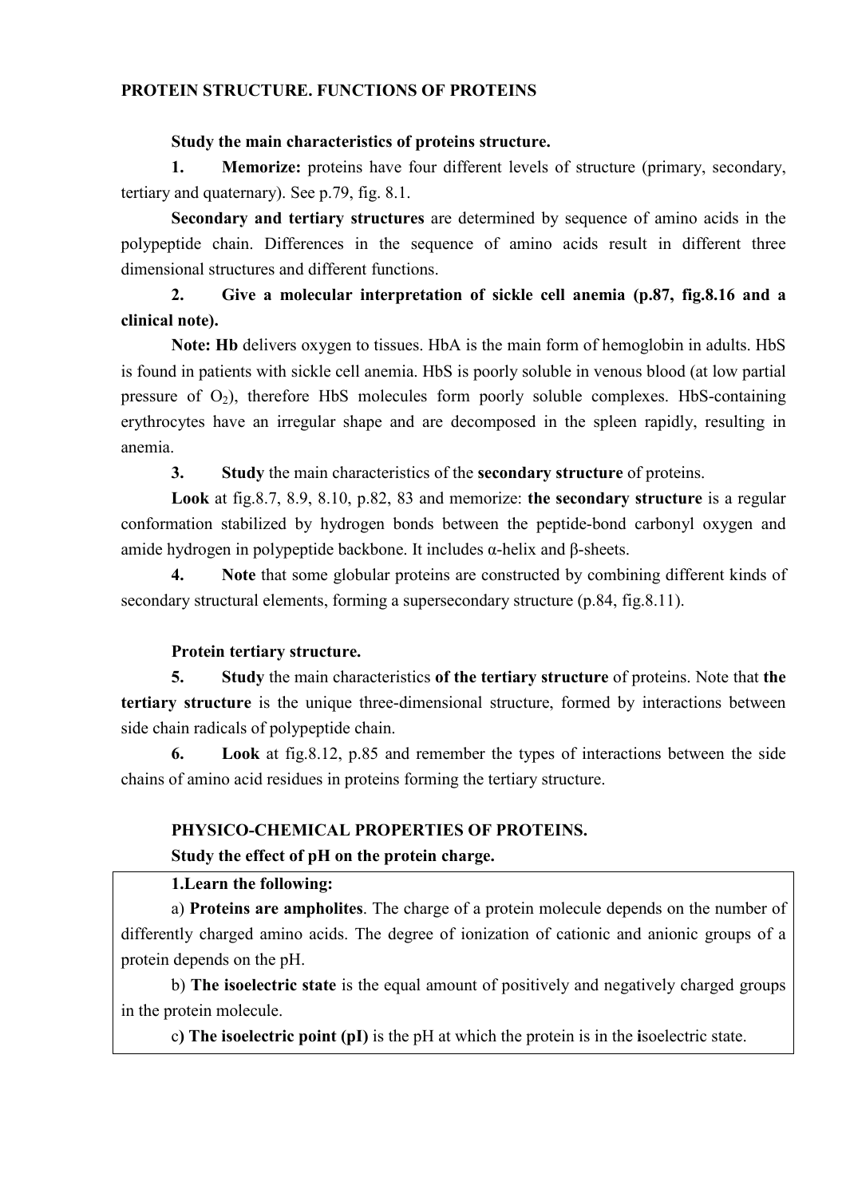# PROTEIN STRUCTURE. FUNCTIONS OF PROTEINS

**Study the main characteristics of proteins structure.**

**1. Memorize:** proteins have four different levels of structure (primary, secondary, tertiary and quaternary). See p.79, fig. 8.1.

**Secondary and tertiary structures** are determined by sequence of amino acids in the polypeptide chain. Differences in the sequence of amino acids result in different three dimensional structures and different functions.

**2. Give a molecular interpretation of sickle cell anemia (p.87, fig.8.16 and a clinical note).**

**Note: Hb** delivers oxygen to tissues. HbA is the main form of hemoglobin in adults. HbS is found in patients with sickle cell anemia. HbS is poorly soluble in venous blood (at low partial pressure of $O_2$), therefore HbS molecules form poorly soluble complexes. HbS-containing erythrocytes have an irregular shape and are decomposed in the spleen rapidly, resulting in anemia.

**3. Study** the main characteristics of the **secondary structure** of proteins.

**Look** at fig.8.7, 8.9, 8.10, p.82, 83 and memorize: **the secondary structure** is a regular conformation stabilized by hydrogen bonds between the peptide-bond carbonyl oxygen and amide hydrogen in polypeptide backbone. It includes α-helix and β-sheets.

**4. Note** that some globular proteins are constructed by combining different kinds of secondary structural elements, forming a supersecondary structure (p.84, fig.8.11).

**Protein tertiary structure.**

**5. Study** the main characteristics **of the tertiary structure** of proteins. Note that **the tertiary structure** is the unique three-dimensional structure, formed by interactions between side chain radicals of polypeptide chain.

**6. Look** at fig.8.12, p.85 and remember the types of interactions between the side chains of amino acid residues in proteins forming the tertiary structure.

## PHYSICO-CHEMICAL PROPERTIES OF PROTEINS.

**Study the effect of pH on the protein charge.**

**1.Learn the following:**

a) **Proteins are ampholites**. The charge of a protein molecule depends on the number of differently charged amino acids. The degree of ionization of cationic and anionic groups of a protein depends on the pH.

b) **The isoelectric state** is the equal amount of positively and negatively charged groups in the protein molecule.

c**) The isoelectric point (pI)** is the pH at which the protein is in the **i**soelectric state.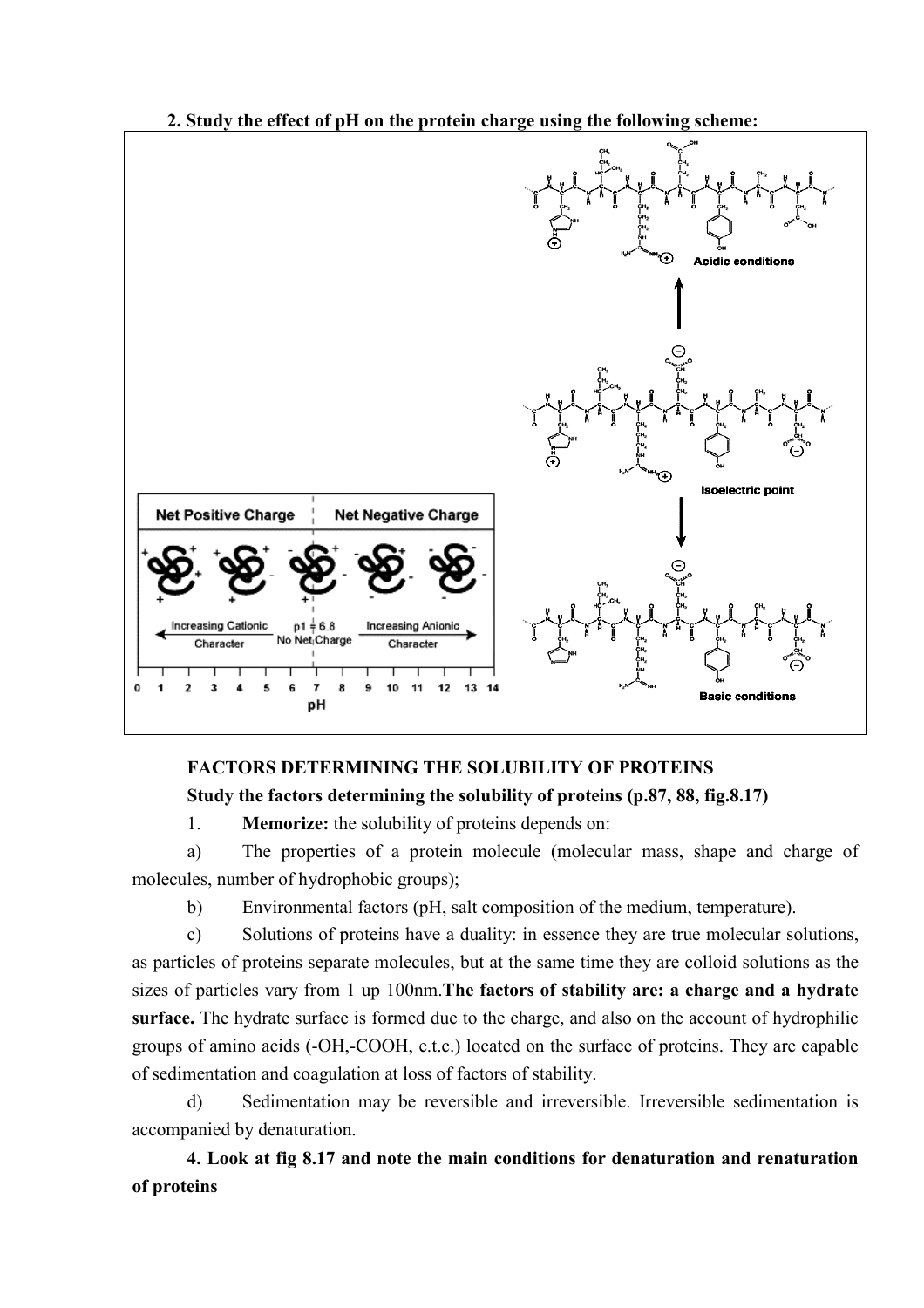**2. Study the effect of pH on the protein charge using the following scheme:**

Acidic conditions

Isoelectric point

Basic conditions

Net Positive Charge

Net Negative Charge

Increasing Cationic Character

p1 = 6.8
No Net Charge

Increasing Anionic Character

0 1 2 3 4 5 6 7 8 9 10 11 12 13 14

pH

**FACTORS DETERMINING THE SOLUBILITY OF PROTEINS**

**Study the factors determining the solubility of proteins (p.87, 88, fig.8.17)**

1. **Memorize:** the solubility of proteins depends on:

a) The properties of a protein molecule (molecular mass, shape and charge of molecules, number of hydrophobic groups);

b) Environmental factors (pH, salt composition of the medium, temperature).

c) Solutions of proteins have a duality: in essence they are true molecular solutions, as particles of proteins separate molecules, but at the same time they are colloid solutions as the sizes of particles vary from 1 up 100nm.**The factors of stability are: a charge and a hydrate surface.** The hydrate surface is formed due to the charge, and also on the account of hydrophilic groups of amino acids (-OH,-COOH, e.t.c.) located on the surface of proteins. They are capable of sedimentation and coagulation at loss of factors of stability.

d) Sedimentation may be reversible and irreversible. Irreversible sedimentation is accompanied by denaturation.

**4. Look at fig 8.17 and note the main conditions for denaturation and renaturation of proteins**